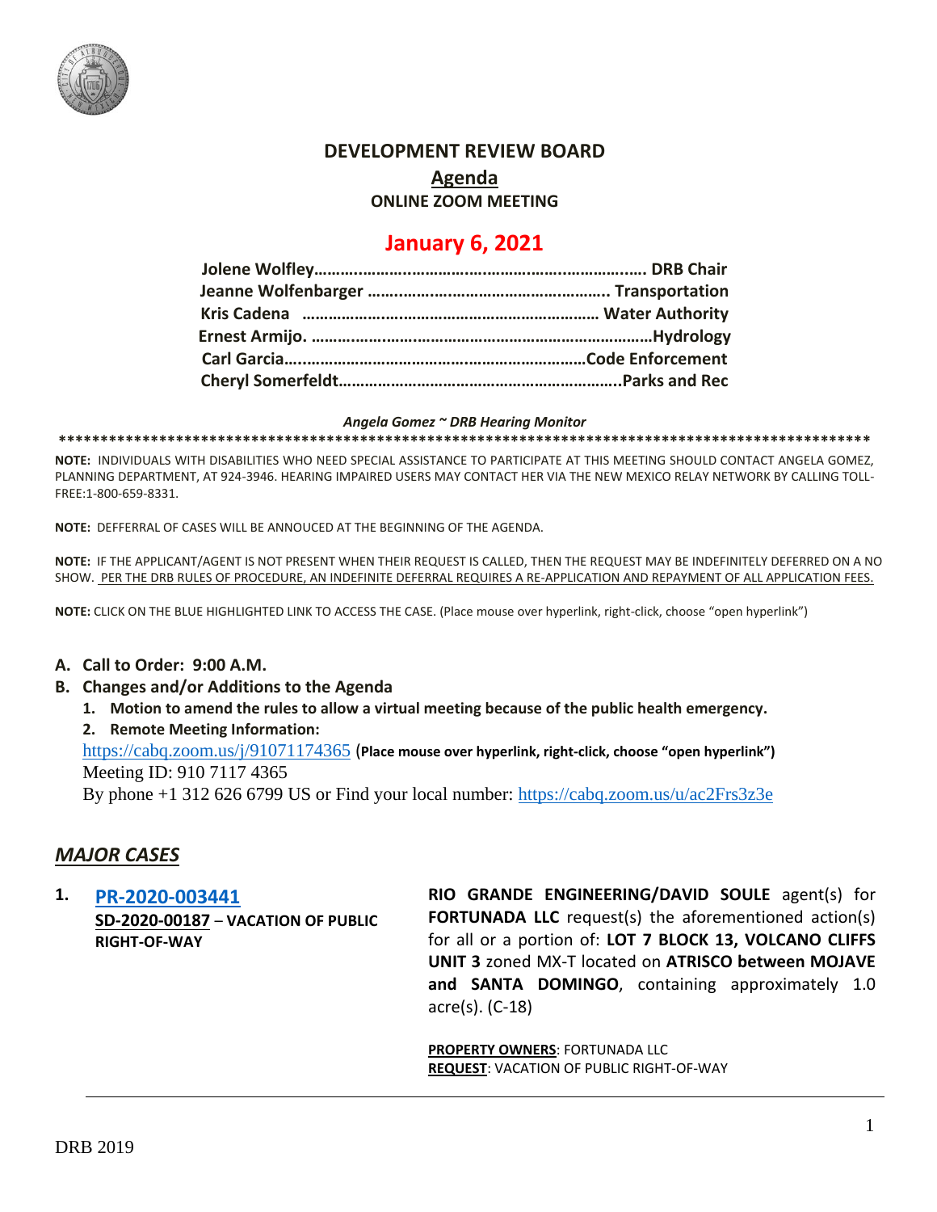# DEVELOPMENT REVIEW BOARD

## Agenda

### ONLINE ZOOM MEETING

## January 6, 2021

**Jolene Wolfley……………………………………………………………… DRB Chair**
**Jeanne Wolfenbarger ………………………………………………. Transportation**
**Kris Cadena ………………………………………………………… Water Authority**
**Ernest Armijo. ………………………………………………………………Hydrology**
**Carl Garcia………………………………………………………Code Enforcement**
**Cheryl Somerfeldt……………………………………………………….Parks and Rec**

***Angela Gomez ~ DRB Hearing Monitor***

**\*\*\*\*\*\*\*\*\*\*\*\*\*\*\*\*\*\*\*\*\*\*\*\*\*\*\*\*\*\*\*\*\*\*\*\*\*\*\*\*\*\*\*\*\*\*\*\*\*\*\*\*\*\*\*\*\*\*\*\*\*\*\*\*\*\*\*\*\*\*\*\*\*\*\*\*\*\*\*\*\*\*\*\*\*\*\*\*\*\*\*\*\*\*\*\***

**NOTE:** INDIVIDUALS WITH DISABILITIES WHO NEED SPECIAL ASSISTANCE TO PARTICIPATE AT THIS MEETING SHOULD CONTACT ANGELA GOMEZ, PLANNING DEPARTMENT, AT 924-3946. HEARING IMPAIRED USERS MAY CONTACT HER VIA THE NEW MEXICO RELAY NETWORK BY CALLING TOLL-FREE:1-800-659-8331.

**NOTE:** DEFFERRAL OF CASES WILL BE ANNOUCED AT THE BEGINNING OF THE AGENDA.

**NOTE:** IF THE APPLICANT/AGENT IS NOT PRESENT WHEN THEIR REQUEST IS CALLED, THEN THE REQUEST MAY BE INDEFINITELY DEFERRED ON A NO SHOW. PER THE DRB RULES OF PROCEDURE, AN INDEFINITE DEFERRAL REQUIRES A RE-APPLICATION AND REPAYMENT OF ALL APPLICATION FEES.

**NOTE:** CLICK ON THE BLUE HIGHLIGHTED LINK TO ACCESS THE CASE. (Place mouse over hyperlink, right-click, choose "open hyperlink")

**A. Call to Order: 9:00 A.M.**

**B. Changes and/or Additions to the Agenda**

1. **Motion to amend the rules to allow a virtual meeting because of the public health emergency.**
2. **Remote Meeting Information:**

https://cabq.zoom.us/j/91071174365 (**Place mouse over hyperlink, right-click, choose "open hyperlink"**)
Meeting ID: 910 7117 4365
By phone +1 312 626 6799 US or Find your local number: https://cabq.zoom.us/u/ac2Frs3z3e

## *MAJOR CASES*

**1. PR-2020-003441**
**SD-2020-00187 – VACATION OF PUBLIC RIGHT-OF-WAY**

**RIO GRANDE ENGINEERING/DAVID SOULE** agent(s) for **FORTUNADA LLC** request(s) the aforementioned action(s) for all or a portion of: **LOT 7 BLOCK 13, VOLCANO CLIFFS UNIT 3** zoned MX-T located on **ATRISCO between MOJAVE and SANTA DOMINGO**, containing approximately 1.0 acre(s). (C-18)

**PROPERTY OWNERS**: FORTUNADA LLC
**REQUEST**: VACATION OF PUBLIC RIGHT-OF-WAY

DRB 2019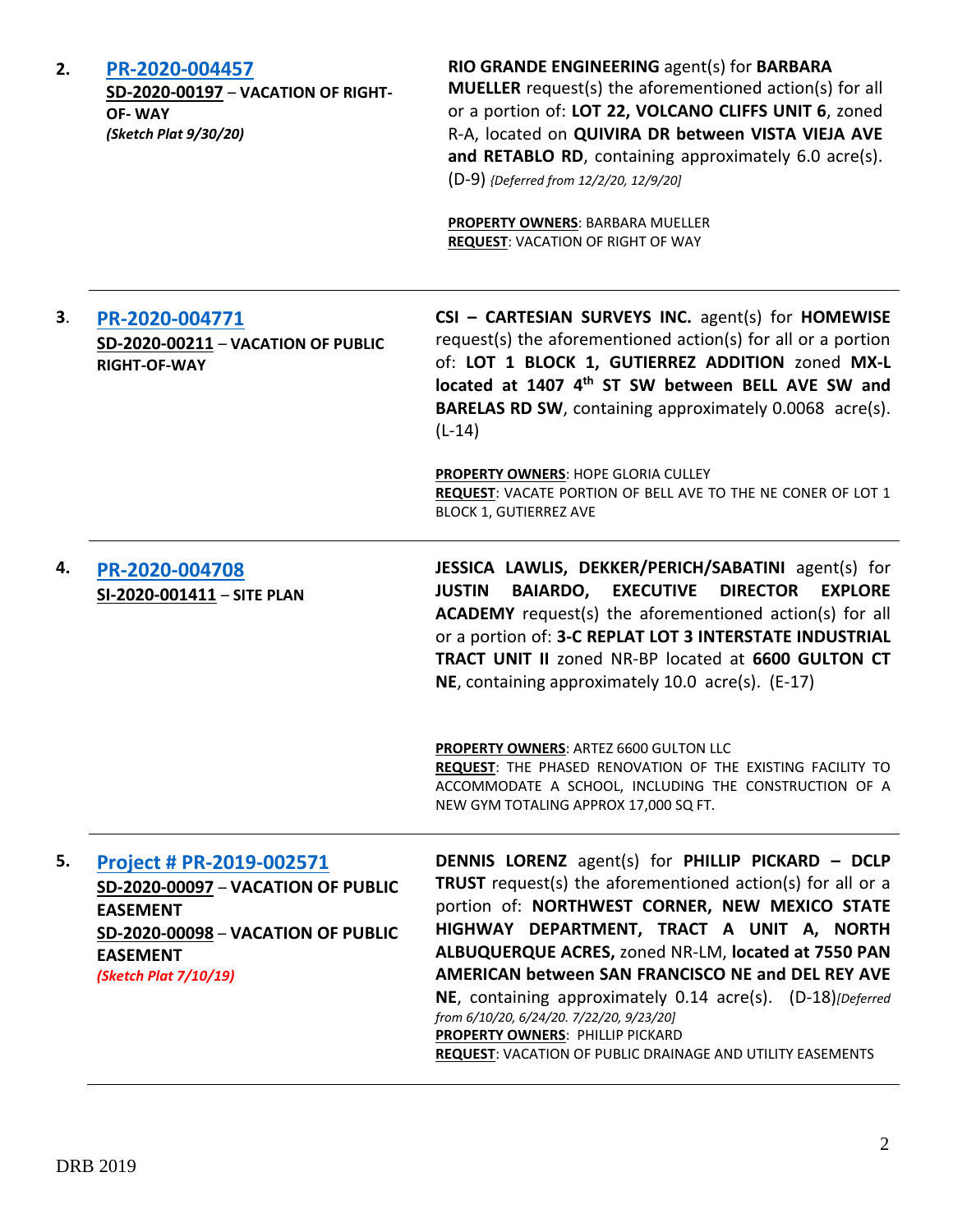| | | |
|---|---|---|
| **2.** | **[PR-2020-004457](#)**<br>**SD-2020-00197** – **VACATION OF RIGHT-OF- WAY**<br>***(Sketch Plat 9/30/20)*** | **RIO GRANDE ENGINEERING** agent(s) for **BARBARA MUELLER** request(s) the aforementioned action(s) for all or a portion of: **LOT 22, VOLCANO CLIFFS UNIT 6**, zoned R-A, located on **QUIVIRA DR between VISTA VIEJA AVE and RETABLO RD**, containing approximately 6.0 acre(s). (D-9) *{Deferred from 12/2/20, 12/9/20]*<br><br>**PROPERTY OWNERS**: BARBARA MUELLER<br>**REQUEST**: VACATION OF RIGHT OF WAY |
| **3.** | **[PR-2020-004771](#)**<br>**SD-2020-00211** – **VACATION OF PUBLIC RIGHT-OF-WAY** | **CSI – CARTESIAN SURVEYS INC.** agent(s) for **HOMEWISE** request(s) the aforementioned action(s) for all or a portion of: **LOT 1 BLOCK 1, GUTIERREZ ADDITION** zoned **MX-L located at 1407 4th ST SW between BELL AVE SW and BARELAS RD SW**, containing approximately 0.0068 acre(s). (L-14)<br><br>**PROPERTY OWNERS**: HOPE GLORIA CULLEY<br>**REQUEST**: VACATE PORTION OF BELL AVE TO THE NE CONER OF LOT 1 BLOCK 1, GUTIERREZ AVE |
| **4.** | **[PR-2020-004708](#)**<br>**SI-2020-001411** – **SITE PLAN** | **JESSICA LAWLIS, DEKKER/PERICH/SABATINI** agent(s) for **JUSTIN BAIARDO, EXECUTIVE DIRECTOR EXPLORE ACADEMY** request(s) the aforementioned action(s) for all or a portion of: **3-C REPLAT LOT 3 INTERSTATE INDUSTRIAL TRACT UNIT II** zoned NR-BP located at **6600 GULTON CT NE**, containing approximately 10.0 acre(s). (E-17)<br><br>**PROPERTY OWNERS**: ARTEZ 6600 GULTON LLC<br>**REQUEST**: THE PHASED RENOVATION OF THE EXISTING FACILITY TO ACCOMMODATE A SCHOOL, INCLUDING THE CONSTRUCTION OF A NEW GYM TOTALING APPROX 17,000 SQ FT. |
| **5.** | **[Project # PR-2019-002571](#)**<br>**SD-2020-00097** – **VACATION OF PUBLIC EASEMENT**<br>**SD-2020-00098** – **VACATION OF PUBLIC EASEMENT**<br>***(Sketch Plat 7/10/19)*** | **DENNIS LORENZ** agent(s) for **PHILLIP PICKARD – DCLP TRUST** request(s) the aforementioned action(s) for all or a portion of: **NORTHWEST CORNER, NEW MEXICO STATE HIGHWAY DEPARTMENT, TRACT A UNIT A, NORTH ALBUQUERQUE ACRES,** zoned NR-LM, **located at 7550 PAN AMERICAN between SAN FRANCISCO NE and DEL REY AVE NE**, containing approximately 0.14 acre(s). (D-18)*[Deferred from 6/10/20, 6/24/20. 7/22/20, 9/23/20]*<br>**PROPERTY OWNERS**: PHILLIP PICKARD<br>**REQUEST**: VACATION OF PUBLIC DRAINAGE AND UTILITY EASEMENTS |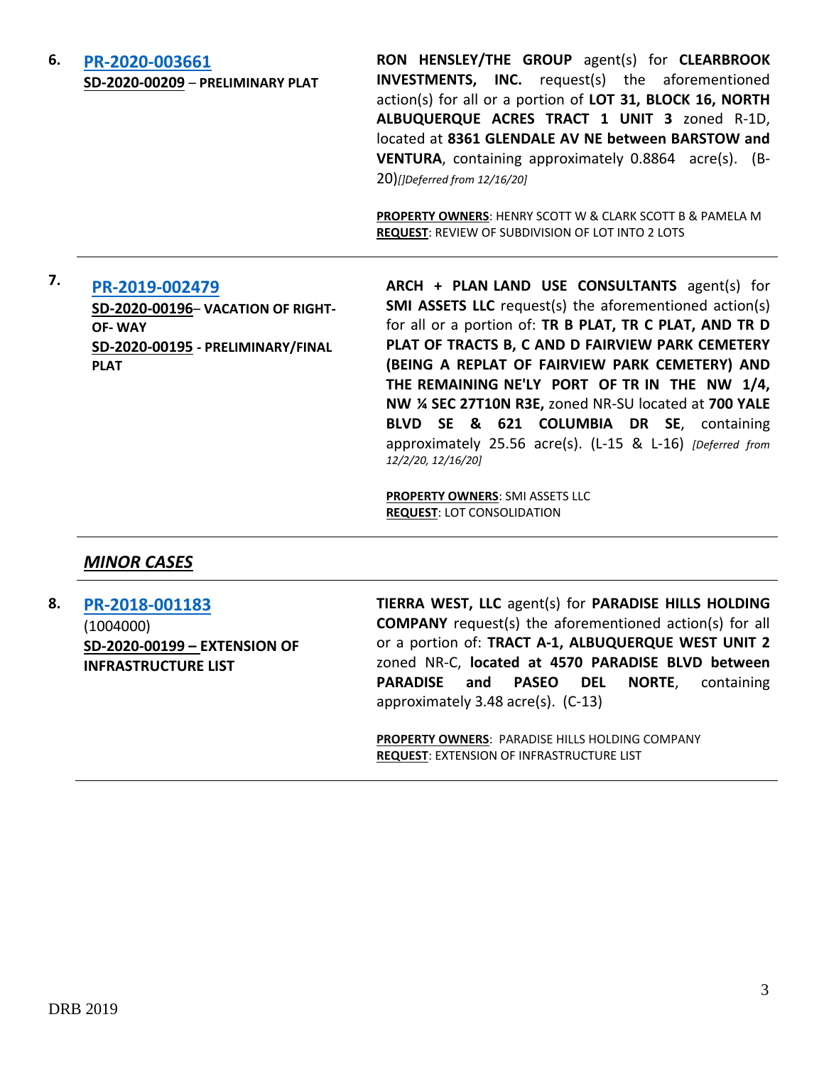**6.** **PR-2020-003661**
**SD-2020-00209 – PRELIMINARY PLAT**

**RON HENSLEY/THE GROUP** agent(s) for **CLEARBROOK INVESTMENTS, INC.** request(s) the aforementioned action(s) for all or a portion of **LOT 31, BLOCK 16, NORTH ALBUQUERQUE ACRES TRACT 1 UNIT 3** zoned R-1D, located at **8361 GLENDALE AV NE between BARSTOW and VENTURA**, containing approximately 0.8864 acre(s). (B-20)*[]Deferred from 12/16/20]*

**PROPERTY OWNERS**: HENRY SCOTT W & CLARK SCOTT B & PAMELA M
**REQUEST**: REVIEW OF SUBDIVISION OF LOT INTO 2 LOTS

---

**7.** **PR-2019-002479**
**SD-2020-00196– VACATION OF RIGHT-OF- WAY**
**SD-2020-00195 - PRELIMINARY/FINAL PLAT**

**ARCH + PLAN LAND USE CONSULTANTS** agent(s) for **SMI ASSETS LLC** request(s) the aforementioned action(s) for all or a portion of: **TR B PLAT, TR C PLAT, AND TR D PLAT OF TRACTS B, C AND D FAIRVIEW PARK CEMETERY (BEING A REPLAT OF FAIRVIEW PARK CEMETERY) AND THE REMAINING NE'LY PORT OF TR IN THE NW 1/4, NW ¼ SEC 27T10N R3E,** zoned NR-SU located at **700 YALE BLVD SE & 621 COLUMBIA DR SE**, containing approximately 25.56 acre(s). (L-15 & L-16) *[Deferred from 12/2/20, 12/16/20]*

**PROPERTY OWNERS**: SMI ASSETS LLC
**REQUEST**: LOT CONSOLIDATION

---

## *MINOR CASES*

---

**8.** **PR-2018-001183**
(1004000)
**SD-2020-00199 – EXTENSION OF INFRASTRUCTURE LIST**

**TIERRA WEST, LLC** agent(s) for **PARADISE HILLS HOLDING COMPANY** request(s) the aforementioned action(s) for all or a portion of: **TRACT A-1, ALBUQUERQUE WEST UNIT 2** zoned NR-C, **located at 4570 PARADISE BLVD between PARADISE and PASEO DEL NORTE**, containing approximately 3.48 acre(s). (C-13)

**PROPERTY OWNERS**: PARADISE HILLS HOLDING COMPANY
**REQUEST**: EXTENSION OF INFRASTRUCTURE LIST

---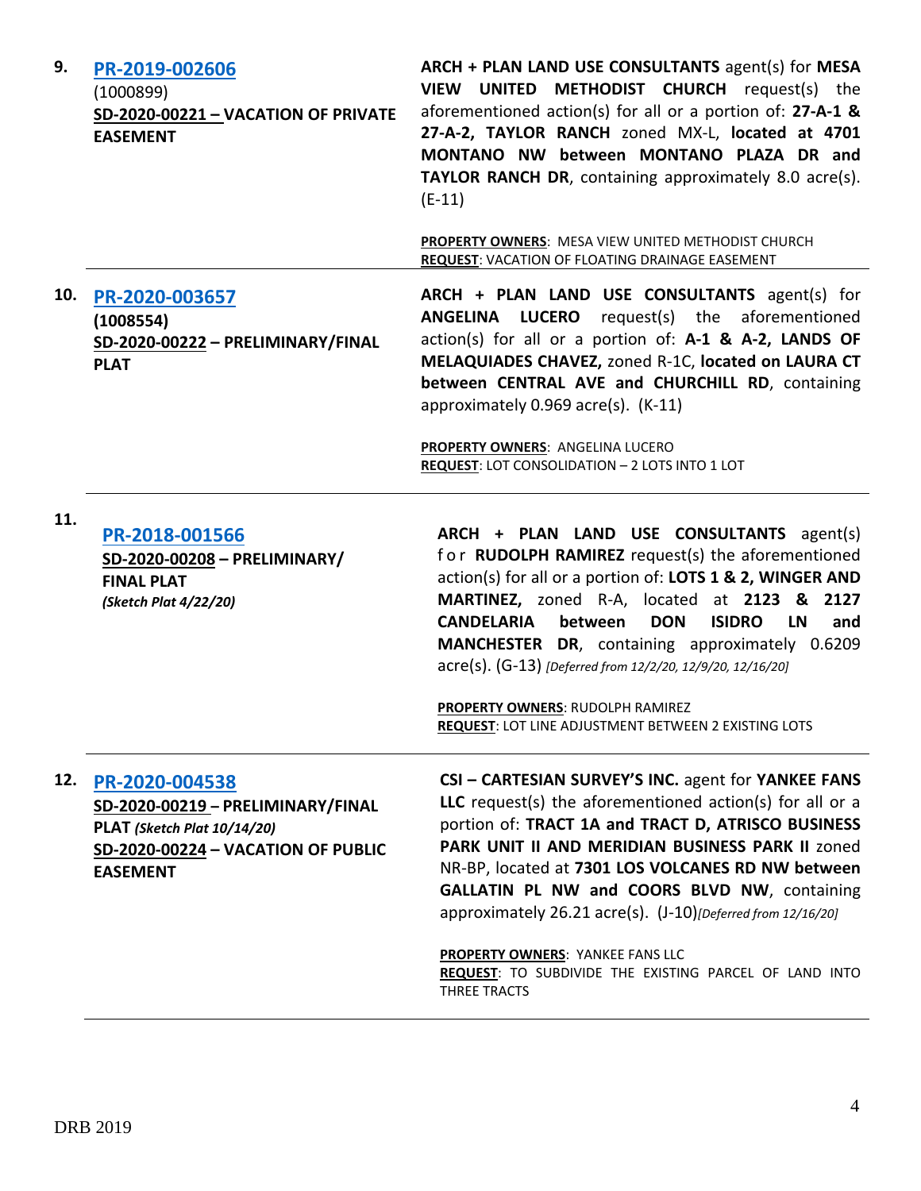| | | |
|---|---|---|
| **9.** | **PR-2019-002606**<br>(1000899)<br>**SD-2020-00221 – VACATION OF PRIVATE EASEMENT** | **ARCH + PLAN LAND USE CONSULTANTS** agent(s) for **MESA VIEW UNITED METHODIST CHURCH** request(s) the aforementioned action(s) for all or a portion of: **27-A-1 & 27-A-2, TAYLOR RANCH** zoned MX-L, **located at 4701 MONTANO NW between MONTANO PLAZA DR and TAYLOR RANCH DR**, containing approximately 8.0 acre(s). (E-11)<br><br>**PROPERTY OWNERS**: MESA VIEW UNITED METHODIST CHURCH<br>**REQUEST**: VACATION OF FLOATING DRAINAGE EASEMENT |
| **10.** | **PR-2020-003657**<br>**(1008554)**<br>**SD-2020-00222 – PRELIMINARY/FINAL PLAT** | **ARCH + PLAN LAND USE CONSULTANTS** agent(s) for **ANGELINA LUCERO** request(s) the aforementioned action(s) for all or a portion of: **A-1 & A-2, LANDS OF MELAQUIADES CHAVEZ,** zoned R-1C, **located on LAURA CT between CENTRAL AVE and CHURCHILL RD**, containing approximately 0.969 acre(s). (K-11)<br><br>**PROPERTY OWNERS**: ANGELINA LUCERO<br>**REQUEST**: LOT CONSOLIDATION – 2 LOTS INTO 1 LOT |
| **11.** | **PR-2018-001566**<br>**SD-2020-00208 – PRELIMINARY/ FINAL PLAT**<br>***(Sketch Plat 4/22/20)*** | **ARCH + PLAN LAND USE CONSULTANTS** agent(s) for **RUDOLPH RAMIREZ** request(s) the aforementioned action(s) for all or a portion of: **LOTS 1 & 2, WINGER AND MARTINEZ,** zoned R-A, located at **2123 & 2127 CANDELARIA between DON ISIDRO LN and MANCHESTER DR**, containing approximately 0.6209 acre(s). (G-13) *[Deferred from 12/2/20, 12/9/20, 12/16/20]*<br><br>**PROPERTY OWNERS**: RUDOLPH RAMIREZ<br>**REQUEST**: LOT LINE ADJUSTMENT BETWEEN 2 EXISTING LOTS |
| **12.** | **PR-2020-004538**<br>**SD-2020-00219 – PRELIMINARY/FINAL PLAT** ***(Sketch Plat 10/14/20)***<br>**SD-2020-00224 – VACATION OF PUBLIC EASEMENT** | **CSI – CARTESIAN SURVEY'S INC.** agent for **YANKEE FANS LLC** request(s) the aforementioned action(s) for all or a portion of: **TRACT 1A and TRACT D, ATRISCO BUSINESS PARK UNIT II AND MERIDIAN BUSINESS PARK II** zoned NR-BP, located at **7301 LOS VOLCANES RD NW between GALLATIN PL NW and COORS BLVD NW**, containing approximately 26.21 acre(s). (J-10)*[Deferred from 12/16/20]*<br><br>**PROPERTY OWNERS**: YANKEE FANS LLC<br>**REQUEST**: TO SUBDIVIDE THE EXISTING PARCEL OF LAND INTO THREE TRACTS |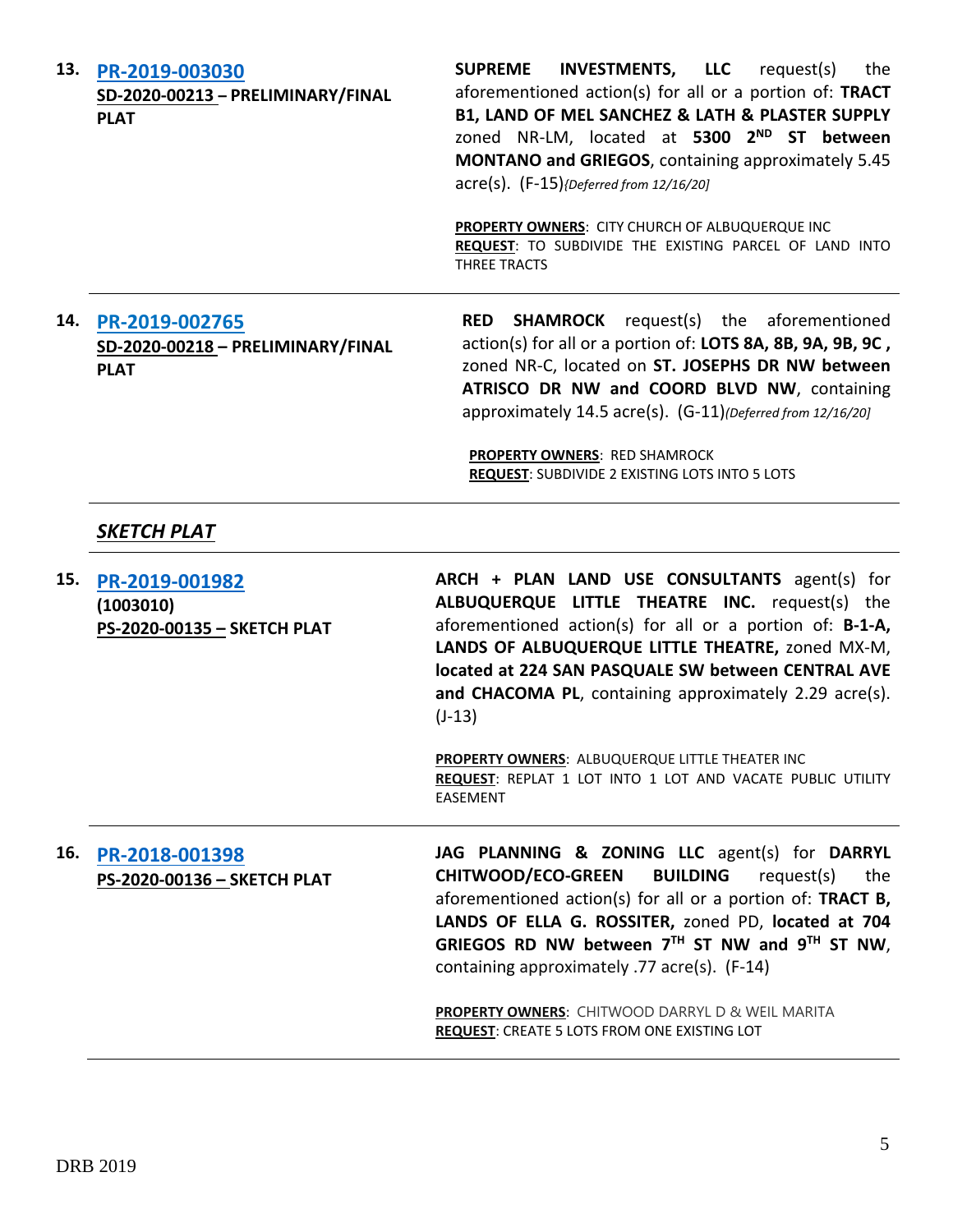13. **PR-2019-003030**
**SD-2020-00213 – PRELIMINARY/FINAL PLAT**

**SUPREME INVESTMENTS, LLC** request(s) the aforementioned action(s) for all or a portion of: **TRACT B1, LAND OF MEL SANCHEZ & LATH & PLASTER SUPPLY** zoned NR-LM, located at **5300 2ND ST between MONTANO and GRIEGOS**, containing approximately 5.45 acre(s). (F-15)*{Deferred from 12/16/20]*

**PROPERTY OWNERS**: CITY CHURCH OF ALBUQUERQUE INC
**REQUEST**: TO SUBDIVIDE THE EXISTING PARCEL OF LAND INTO THREE TRACTS

---

14. **PR-2019-002765**
**SD-2020-00218 – PRELIMINARY/FINAL PLAT**

**RED SHAMROCK** request(s) the aforementioned action(s) for all or a portion of: **LOTS 8A, 8B, 9A, 9B, 9C ,** zoned NR-C, located on **ST. JOSEPHS DR NW between ATRISCO DR NW and COORD BLVD NW**, containing approximately 14.5 acre(s). (G-11)*{Deferred from 12/16/20]*

**PROPERTY OWNERS**: RED SHAMROCK
**REQUEST**: SUBDIVIDE 2 EXISTING LOTS INTO 5 LOTS

---

***SKETCH PLAT***

---

15. **PR-2019-001982**
**(1003010)**
**PS-2020-00135 – SKETCH PLAT**

**ARCH + PLAN LAND USE CONSULTANTS** agent(s) for **ALBUQUERQUE LITTLE THEATRE INC.** request(s) the aforementioned action(s) for all or a portion of: **B-1-A, LANDS OF ALBUQUERQUE LITTLE THEATRE,** zoned MX-M, **located at 224 SAN PASQUALE SW between CENTRAL AVE and CHACOMA PL**, containing approximately 2.29 acre(s). (J-13)

**PROPERTY OWNERS**: ALBUQUERQUE LITTLE THEATER INC
**REQUEST**: REPLAT 1 LOT INTO 1 LOT AND VACATE PUBLIC UTILITY EASEMENT

---

16. **PR-2018-001398**
**PS-2020-00136 – SKETCH PLAT**

**JAG PLANNING & ZONING LLC** agent(s) for **DARRYL CHITWOOD/ECO-GREEN BUILDING** request(s) the aforementioned action(s) for all or a portion of: **TRACT B, LANDS OF ELLA G. ROSSITER,** zoned PD, **located at 704 GRIEGOS RD NW between 7TH ST NW and 9TH ST NW**, containing approximately .77 acre(s). (F-14)

**PROPERTY OWNERS**: CHITWOOD DARRYL D & WEIL MARITA
**REQUEST**: CREATE 5 LOTS FROM ONE EXISTING LOT

---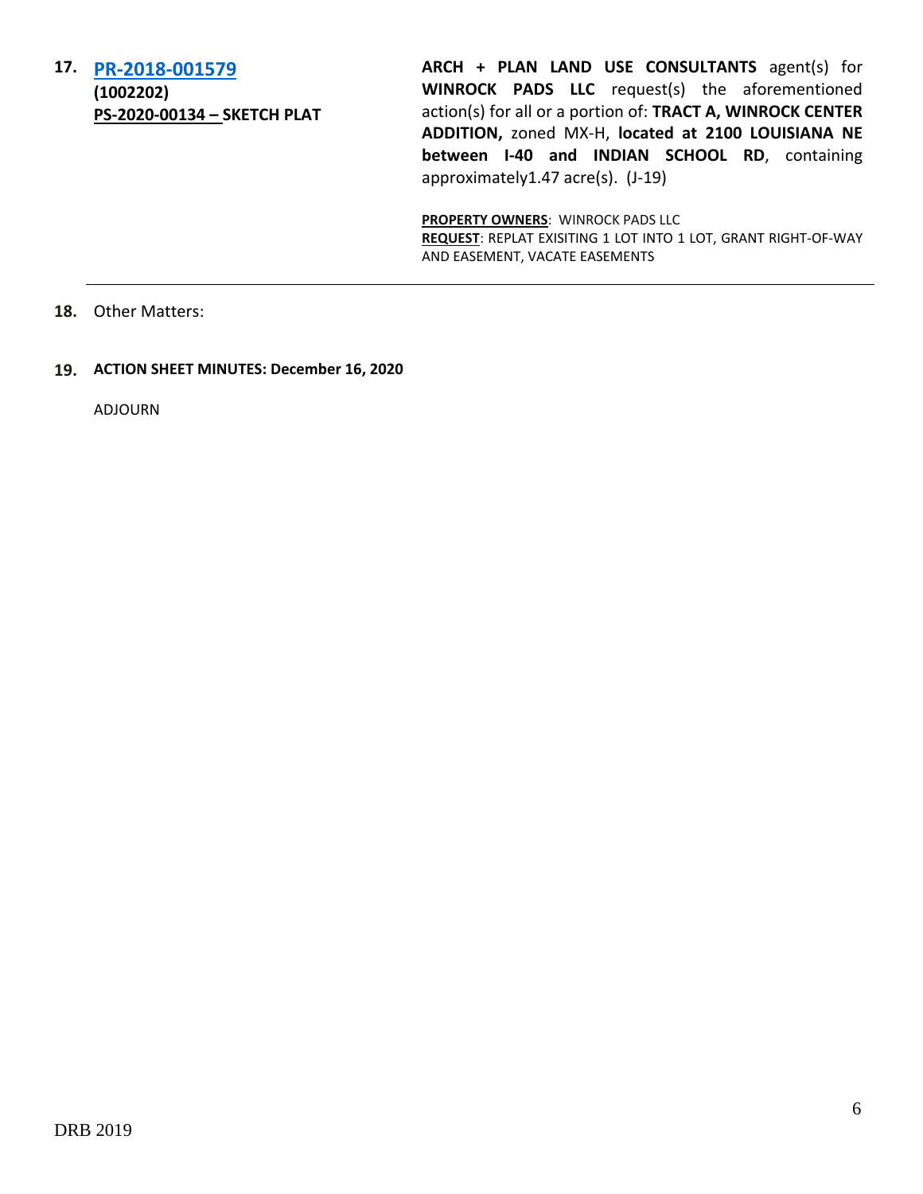**17.** **PR-2018-001579**
**(1002202)**
**PS-2020-00134 – SKETCH PLAT**

**ARCH + PLAN LAND USE CONSULTANTS** agent(s) for **WINROCK PADS LLC** request(s) the aforementioned action(s) for all or a portion of: **TRACT A, WINROCK CENTER ADDITION,** zoned MX-H, **located at 2100 LOUISIANA NE between I-40 and INDIAN SCHOOL RD**, containing approximately1.47 acre(s). (J-19)

**PROPERTY OWNERS**: WINROCK PADS LLC
**REQUEST**: REPLAT EXISITING 1 LOT INTO 1 LOT, GRANT RIGHT-OF-WAY AND EASEMENT, VACATE EASEMENTS

---

**18.** Other Matters:

**19.** **ACTION SHEET MINUTES: December 16, 2020**

ADJOURN

DRB 2019